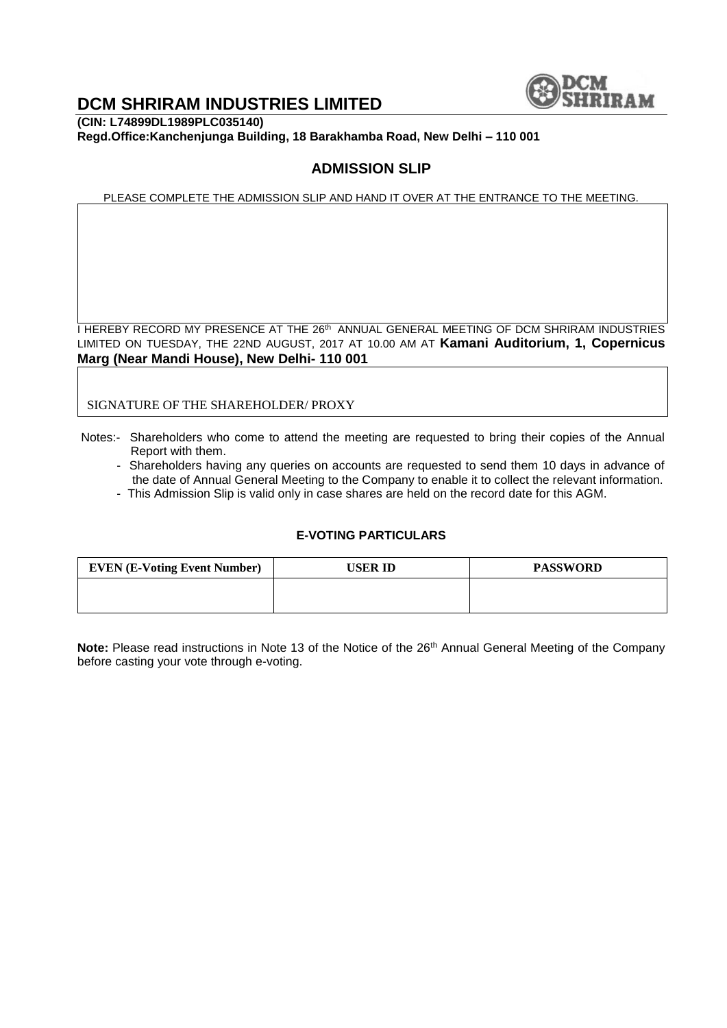# DCM SHRIRAM INDUSTRIES LIMITED

**(CIN: L74899DL1989PLC035140)**
**Regd.Office:Kanchenjunga Building, 18 Barakhamba Road, New Delhi – 110 001**

## ADMISSION SLIP

PLEASE COMPLETE THE ADMISSION SLIP AND HAND IT OVER AT THE ENTRANCE TO THE MEETING.

I HEREBY RECORD MY PRESENCE AT THE 26th ANNUAL GENERAL MEETING OF DCM SHRIRAM INDUSTRIES LIMITED ON TUESDAY, THE 22ND AUGUST, 2017 AT 10.00 AM AT **Kamani Auditorium, 1, Copernicus Marg (Near Mandi House), New Delhi- 110 001**

SIGNATURE OF THE SHAREHOLDER/ PROXY

Notes:- Shareholders who come to attend the meeting are requested to bring their copies of the Annual Report with them.

- Shareholders having any queries on accounts are requested to send them 10 days in advance of the date of Annual General Meeting to the Company to enable it to collect the relevant information.
- This Admission Slip is valid only in case shares are held on the record date for this AGM.

### E-VOTING PARTICULARS

| EVEN (E-Voting Event Number) | USER ID | PASSWORD |
|---|---|---|
| | | |

**Note:** Please read instructions in Note 13 of the Notice of the 26th Annual General Meeting of the Company before casting your vote through e-voting.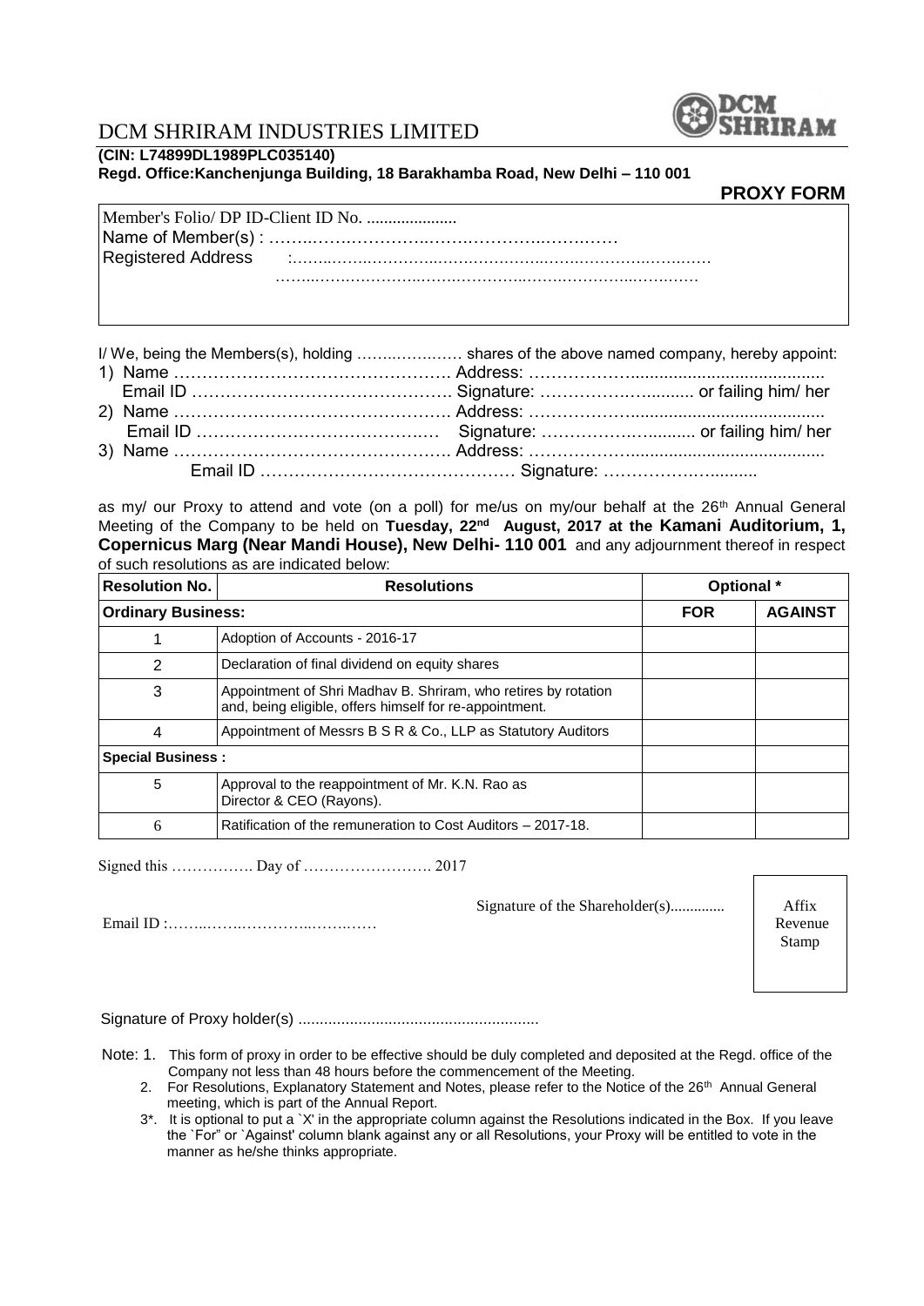# DCM SHRIRAM INDUSTRIES LIMITED

**(CIN: L74899DL1989PLC035140)**
**Regd. Office:Kanchenjunga Building, 18 Barakhamba Road, New Delhi – 110 001**

## PROXY FORM

Member's Folio/ DP ID-Client ID No. ....................
Name of Member(s) : ……..…….……………..…….…………..……..……
Registered Address :……..……..…………..…….…………..…….…………..…….……
……..……..…………..…….…………..…….…………..…….……

I/ We, being the Members(s), holding ……..……..…… shares of the above named company, hereby appoint:

1) Name …………………………………………. Address: ………………......................................
Email ID ………………………………………. Signature: ……………….……...... or failing him/ her
2) Name …………………………………………. Address: ………………......................................
Email ID …………………………………..… Signature: ……………….……...... or failing him/ her
3) Name …………………………………………. Address: ………………......................................
Email ID ……………………………………… Signature: ……………….……......

as my/ our Proxy to attend and vote (on a poll) for me/us on my/our behalf at the 26th Annual General Meeting of the Company to be held on **Tuesday, 22nd August, 2017 at the Kamani Auditorium, 1, Copernicus Marg (Near Mandi House), New Delhi- 110 001** and any adjournment thereof in respect of such resolutions as are indicated below:

| Resolution No. | Resolutions | Optional * | |
|---|---|---|---|
| **Ordinary Business:** | | **FOR** | **AGAINST** |
| 1 | Adoption of Accounts - 2016-17 | | |
| 2 | Declaration of final dividend on equity shares | | |
| 3 | Appointment of Shri Madhav B. Shriram, who retires by rotation and, being eligible, offers himself for re-appointment. | | |
| 4 | Appointment of Messrs B S R & Co., LLP as Statutory Auditors | | |
| **Special Business :** | | | |
| 5 | Approval to the reappointment of Mr. K.N. Rao as Director & CEO (Rayons). | | |
| 6 | Ratification of the remuneration to Cost Auditors – 2017-18. | | |

Signed this ……………. Day of ……………………. 2017

Signature of the Shareholder(s).............

Email ID :……..……..…………..……..……

Affix Revenue Stamp

Signature of Proxy holder(s) .......................................................

Note:
1. This form of proxy in order to be effective should be duly completed and deposited at the Regd. office of the Company not less than 48 hours before the commencement of the Meeting.
2. For Resolutions, Explanatory Statement and Notes, please refer to the Notice of the 26th Annual General meeting, which is part of the Annual Report.
3*. It is optional to put a `X' in the appropriate column against the Resolutions indicated in the Box. If you leave the `For" or `Against' column blank against any or all Resolutions, your Proxy will be entitled to vote in the manner as he/she thinks appropriate.